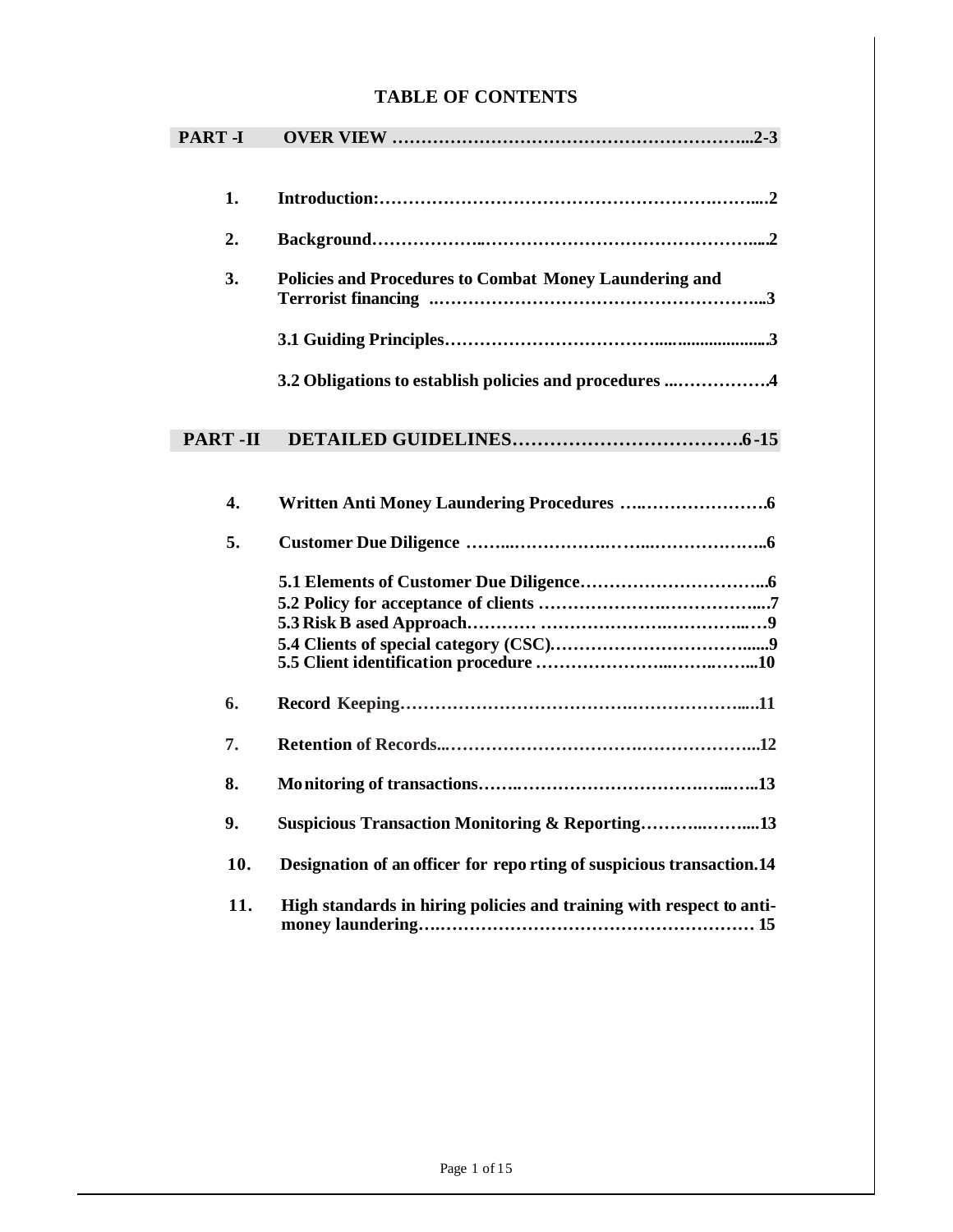# TABLE OF CONTENTS

**PART -I OVER VIEW …………………………………………………………...2-3**

1. **Introduction:……………………………………………………….……....2**
2. **Background………………..………………………………………….......2**
3. **Policies and Procedures to Combat Money Laundering and Terrorist financing ..……………………………………………………..3**

   **3.1 Guiding Principles……………………………..........................3**

   **3.2 Obligations to establish policies and procedures ...…………….4**

**PART -II DETAILED GUIDELINES……………………………….6-15**

4. **Written Anti Money Laundering Procedures …..…………………..6**
5. **Customer Due Diligence ……...……………..…...………………..6**

   **5.1 Elements of Customer Due Diligence…………………………...6**
   **5.2 Policy for acceptance of clients ……………….……………......7**
   **5.3 Risk B ased Approach………… ……………….…………..….9**
   **5.4 Clients of special category (CSC)……………………………......9**
   **5.5 Client identification procedure …………………...…….……...10**

6. **Record Keeping…………………………………….………………......11**
7. **Retention of Records...………………………….………………...12**
8. **Monitoring of transactions…….…………………………….…..…..13**
9. **Suspicious Transaction Monitoring & Reporting………..……....13**
10. **Designation of an officer for repo rting of suspicious transaction.14**
11. **High standards in hiring policies and training with respect to anti-money laundering….…………………………………………… 15**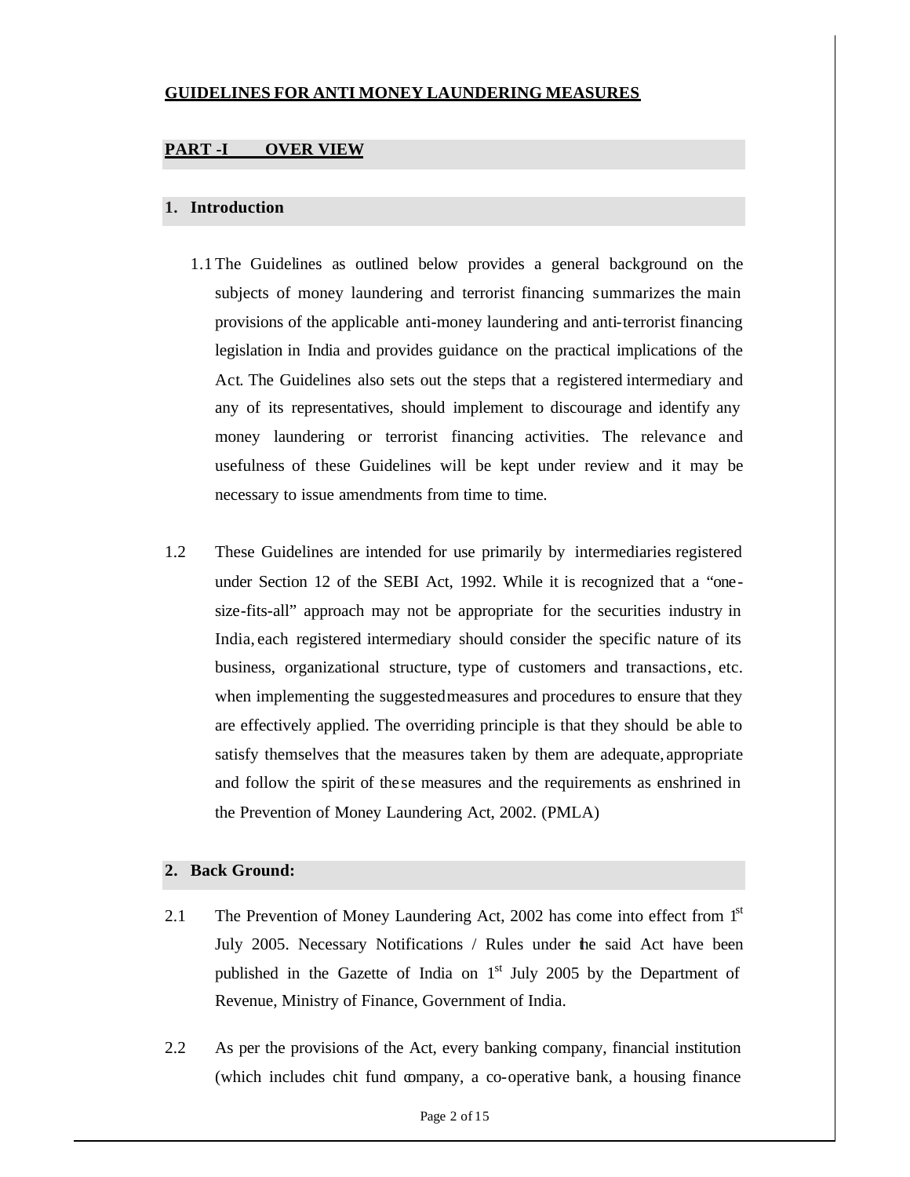## GUIDELINES FOR ANTI MONEY LAUNDERING MEASURES

## PART -I OVER VIEW

### 1. Introduction

1.1 The Guidelines as outlined below provides a general background on the subjects of money laundering and terrorist financing summarizes the main provisions of the applicable anti-money laundering and anti-terrorist financing legislation in India and provides guidance on the practical implications of the Act. The Guidelines also sets out the steps that a registered intermediary and any of its representatives, should implement to discourage and identify any money laundering or terrorist financing activities. The relevance and usefulness of these Guidelines will be kept under review and it may be necessary to issue amendments from time to time.

1.2 These Guidelines are intended for use primarily by intermediaries registered under Section 12 of the SEBI Act, 1992. While it is recognized that a "one-size-fits-all" approach may not be appropriate for the securities industry in India, each registered intermediary should consider the specific nature of its business, organizational structure, type of customers and transactions, etc. when implementing the suggested measures and procedures to ensure that they are effectively applied. The overriding principle is that they should be able to satisfy themselves that the measures taken by them are adequate, appropriate and follow the spirit of these measures and the requirements as enshrined in the Prevention of Money Laundering Act, 2002. (PMLA)

### 2. Back Ground:

2.1 The Prevention of Money Laundering Act, 2002 has come into effect from 1st July 2005. Necessary Notifications / Rules under the said Act have been published in the Gazette of India on 1st July 2005 by the Department of Revenue, Ministry of Finance, Government of India.

2.2 As per the provisions of the Act, every banking company, financial institution (which includes chit fund company, a co-operative bank, a housing finance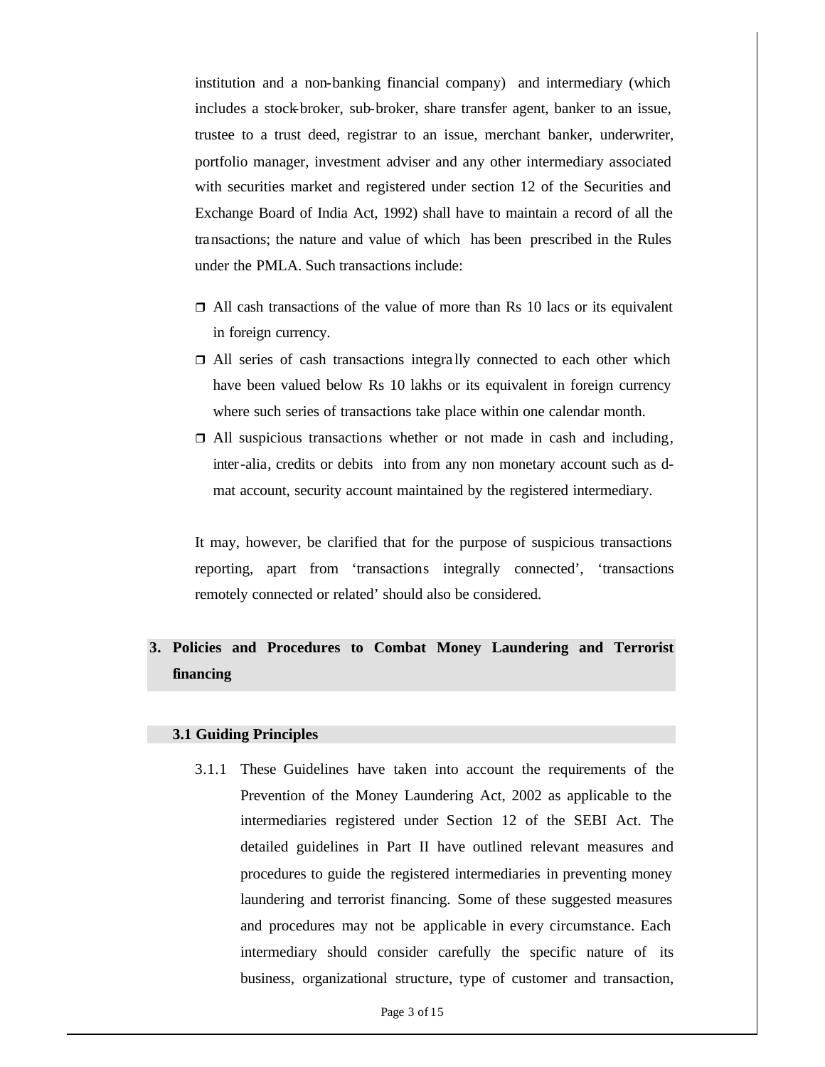institution and a non-banking financial company) and intermediary (which includes a stock-broker, sub-broker, share transfer agent, banker to an issue, trustee to a trust deed, registrar to an issue, merchant banker, underwriter, portfolio manager, investment adviser and any other intermediary associated with securities market and registered under section 12 of the Securities and Exchange Board of India Act, 1992) shall have to maintain a record of all the transactions; the nature and value of which has been prescribed in the Rules under the PMLA. Such transactions include:

- All cash transactions of the value of more than Rs 10 lacs or its equivalent in foreign currency.
- All series of cash transactions integrally connected to each other which have been valued below Rs 10 lakhs or its equivalent in foreign currency where such series of transactions take place within one calendar month.
- All suspicious transactions whether or not made in cash and including, inter-alia, credits or debits into from any non monetary account such as d-mat account, security account maintained by the registered intermediary.

It may, however, be clarified that for the purpose of suspicious transactions reporting, apart from 'transactions integrally connected', 'transactions remotely connected or related' should also be considered.

## 3. Policies and Procedures to Combat Money Laundering and Terrorist financing

### 3.1 Guiding Principles

3.1.1 These Guidelines have taken into account the requirements of the Prevention of the Money Laundering Act, 2002 as applicable to the intermediaries registered under Section 12 of the SEBI Act. The detailed guidelines in Part II have outlined relevant measures and procedures to guide the registered intermediaries in preventing money laundering and terrorist financing. Some of these suggested measures and procedures may not be applicable in every circumstance. Each intermediary should consider carefully the specific nature of its business, organizational structure, type of customer and transaction,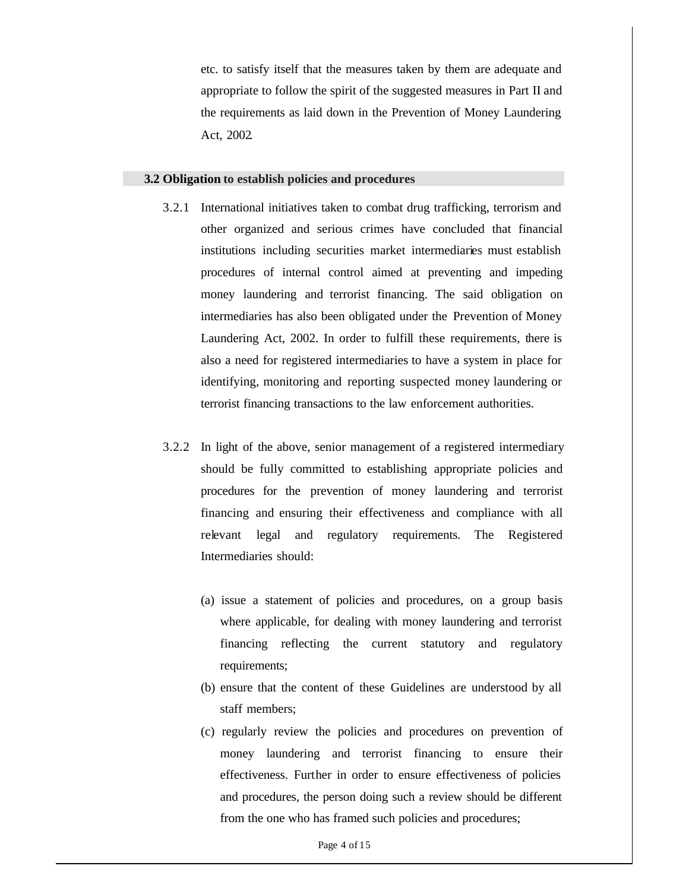etc. to satisfy itself that the measures taken by them are adequate and appropriate to follow the spirit of the suggested measures in Part II and the requirements as laid down in the Prevention of Money Laundering Act, 2002.

### 3.2 Obligation to establish policies and procedures

3.2.1 International initiatives taken to combat drug trafficking, terrorism and other organized and serious crimes have concluded that financial institutions including securities market intermediaries must establish procedures of internal control aimed at preventing and impeding money laundering and terrorist financing. The said obligation on intermediaries has also been obligated under the Prevention of Money Laundering Act, 2002. In order to fulfill these requirements, there is also a need for registered intermediaries to have a system in place for identifying, monitoring and reporting suspected money laundering or terrorist financing transactions to the law enforcement authorities.

3.2.2 In light of the above, senior management of a registered intermediary should be fully committed to establishing appropriate policies and procedures for the prevention of money laundering and terrorist financing and ensuring their effectiveness and compliance with all relevant legal and regulatory requirements. The Registered Intermediaries should:

(a) issue a statement of policies and procedures, on a group basis where applicable, for dealing with money laundering and terrorist financing reflecting the current statutory and regulatory requirements;

(b) ensure that the content of these Guidelines are understood by all staff members;

(c) regularly review the policies and procedures on prevention of money laundering and terrorist financing to ensure their effectiveness. Further in order to ensure effectiveness of policies and procedures, the person doing such a review should be different from the one who has framed such policies and procedures;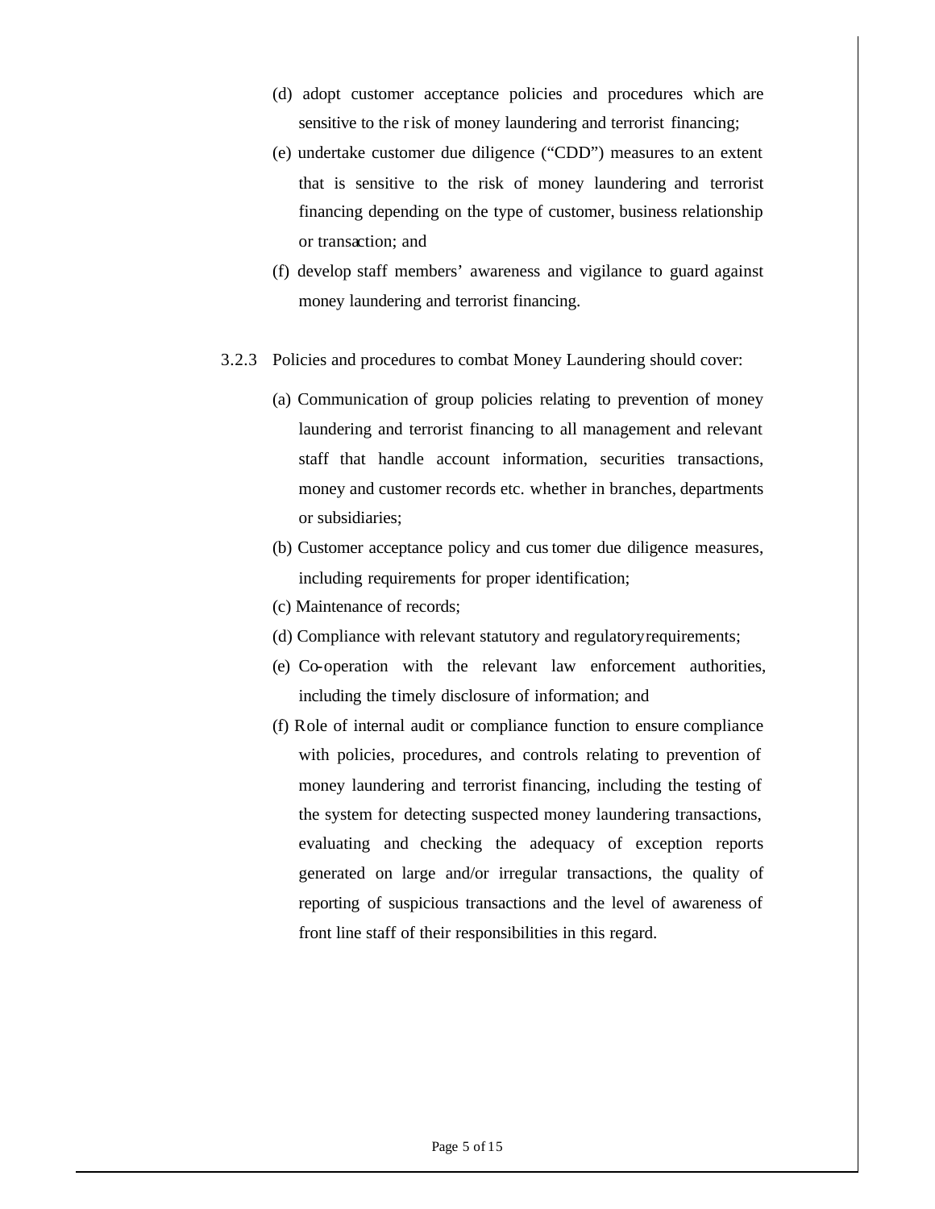(d) adopt customer acceptance policies and procedures which are sensitive to the risk of money laundering and terrorist financing;

(e) undertake customer due diligence ("CDD") measures to an extent that is sensitive to the risk of money laundering and terrorist financing depending on the type of customer, business relationship or transaction; and

(f) develop staff members' awareness and vigilance to guard against money laundering and terrorist financing.

3.2.3 Policies and procedures to combat Money Laundering should cover:

(a) Communication of group policies relating to prevention of money laundering and terrorist financing to all management and relevant staff that handle account information, securities transactions, money and customer records etc. whether in branches, departments or subsidiaries;

(b) Customer acceptance policy and customer due diligence measures, including requirements for proper identification;

(c) Maintenance of records;

(d) Compliance with relevant statutory and regulatory requirements;

(e) Co-operation with the relevant law enforcement authorities, including the timely disclosure of information; and

(f) Role of internal audit or compliance function to ensure compliance with policies, procedures, and controls relating to prevention of money laundering and terrorist financing, including the testing of the system for detecting suspected money laundering transactions, evaluating and checking the adequacy of exception reports generated on large and/or irregular transactions, the quality of reporting of suspicious transactions and the level of awareness of front line staff of their responsibilities in this regard.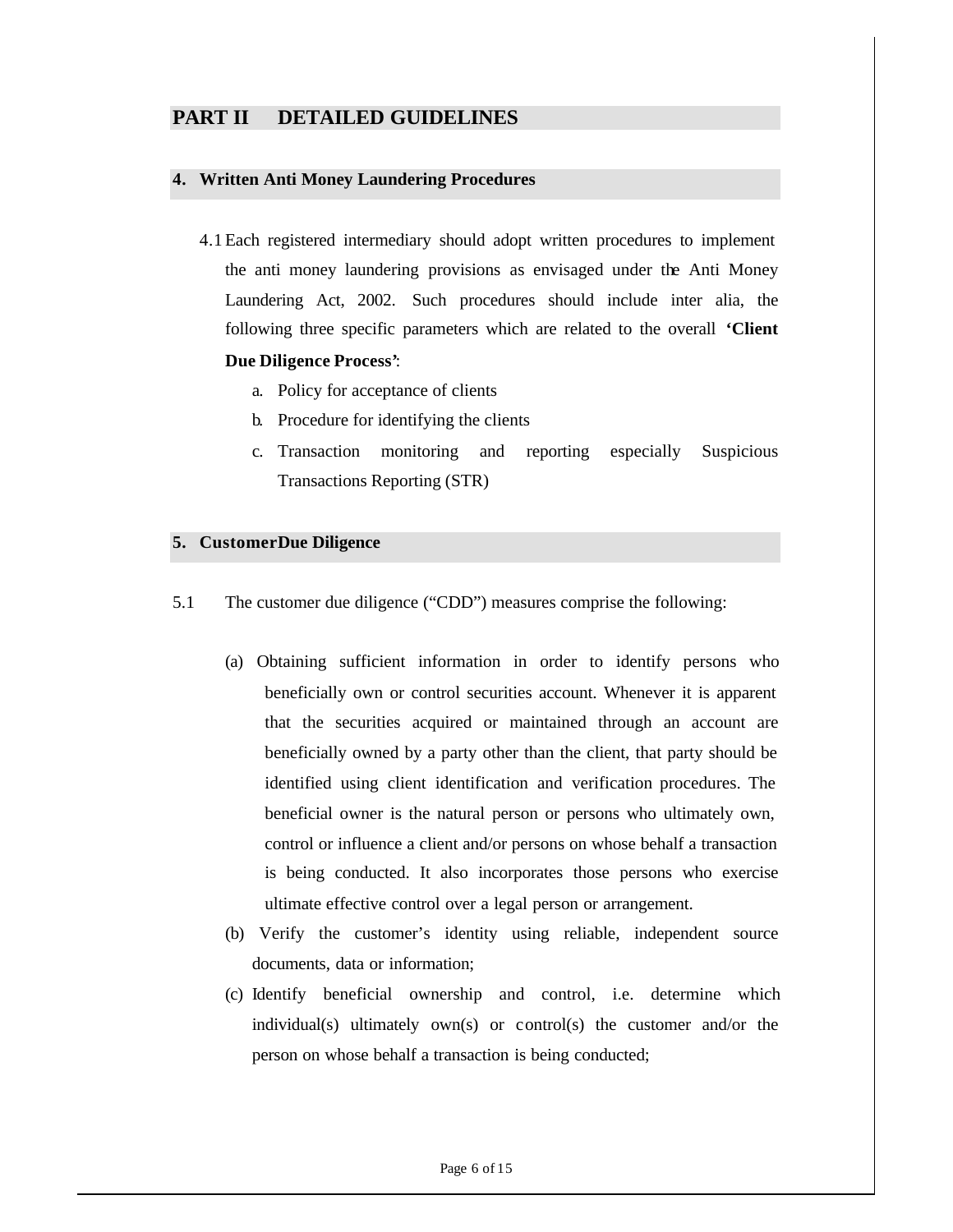# PART II DETAILED GUIDELINES

## 4. Written Anti Money Laundering Procedures

4.1 Each registered intermediary should adopt written procedures to implement the anti money laundering provisions as envisaged under the Anti Money Laundering Act, 2002. Such procedures should include inter alia, the following three specific parameters which are related to the overall **'Client Due Diligence Process'**:

a. Policy for acceptance of clients

b. Procedure for identifying the clients

c. Transaction monitoring and reporting especially Suspicious Transactions Reporting (STR)

## 5. CustomerDue Diligence

5.1 The customer due diligence ("CDD") measures comprise the following:

(a) Obtaining sufficient information in order to identify persons who beneficially own or control securities account. Whenever it is apparent that the securities acquired or maintained through an account are beneficially owned by a party other than the client, that party should be identified using client identification and verification procedures. The beneficial owner is the natural person or persons who ultimately own, control or influence a client and/or persons on whose behalf a transaction is being conducted. It also incorporates those persons who exercise ultimate effective control over a legal person or arrangement.

(b) Verify the customer's identity using reliable, independent source documents, data or information;

(c) Identify beneficial ownership and control, i.e. determine which individual(s) ultimately own(s) or control(s) the customer and/or the person on whose behalf a transaction is being conducted;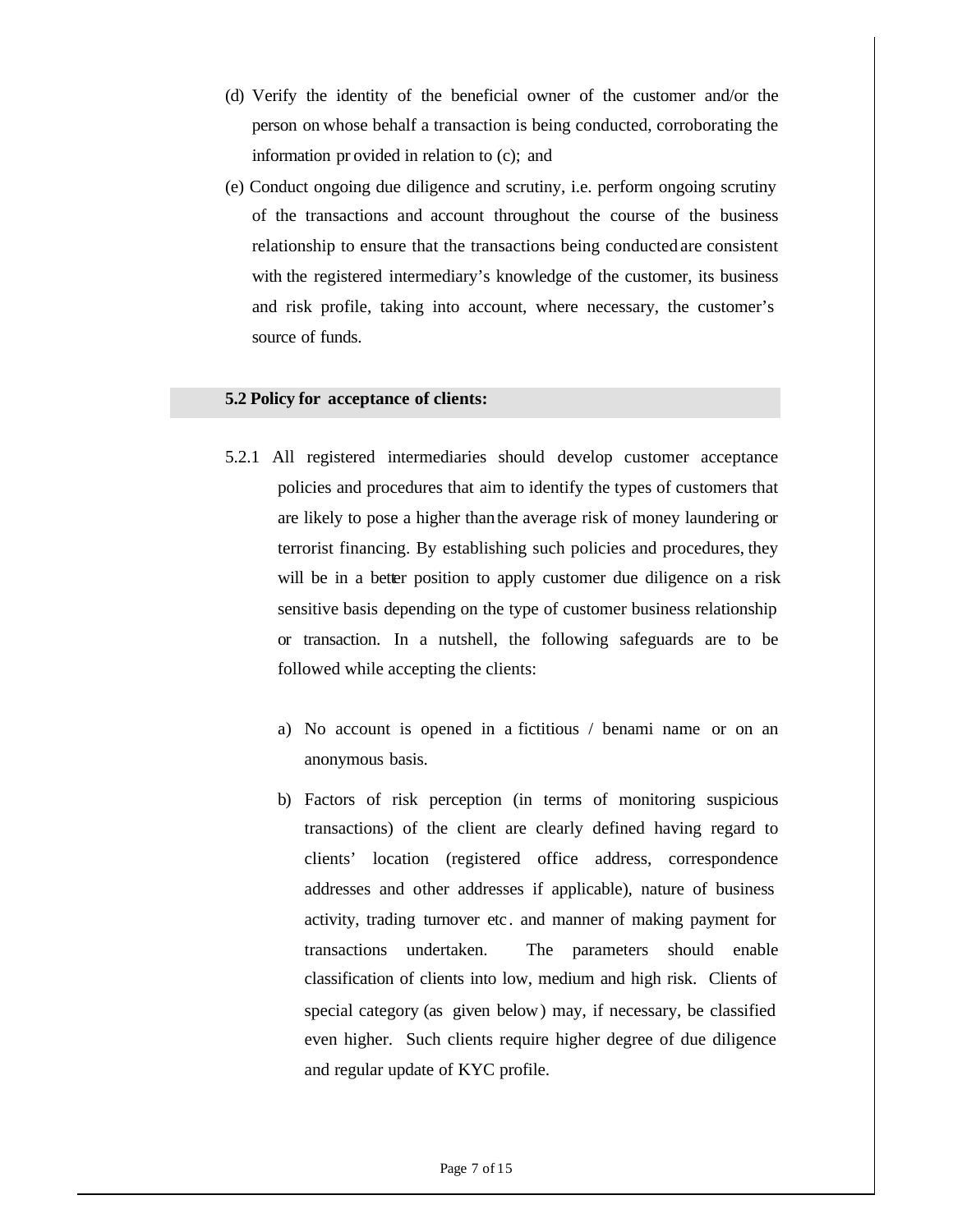(d) Verify the identity of the beneficial owner of the customer and/or the person on whose behalf a transaction is being conducted, corroborating the information provided in relation to (c); and

(e) Conduct ongoing due diligence and scrutiny, i.e. perform ongoing scrutiny of the transactions and account throughout the course of the business relationship to ensure that the transactions being conducted are consistent with the registered intermediary's knowledge of the customer, its business and risk profile, taking into account, where necessary, the customer's source of funds.

### 5.2 Policy for acceptance of clients:

5.2.1 All registered intermediaries should develop customer acceptance policies and procedures that aim to identify the types of customers that are likely to pose a higher than the average risk of money laundering or terrorist financing. By establishing such policies and procedures, they will be in a better position to apply customer due diligence on a risk sensitive basis depending on the type of customer business relationship or transaction. In a nutshell, the following safeguards are to be followed while accepting the clients:

a) No account is opened in a fictitious / benami name or on an anonymous basis.

b) Factors of risk perception (in terms of monitoring suspicious transactions) of the client are clearly defined having regard to clients' location (registered office address, correspondence addresses and other addresses if applicable), nature of business activity, trading turnover etc. and manner of making payment for transactions undertaken. The parameters should enable classification of clients into low, medium and high risk. Clients of special category (as given below) may, if necessary, be classified even higher. Such clients require higher degree of due diligence and regular update of KYC profile.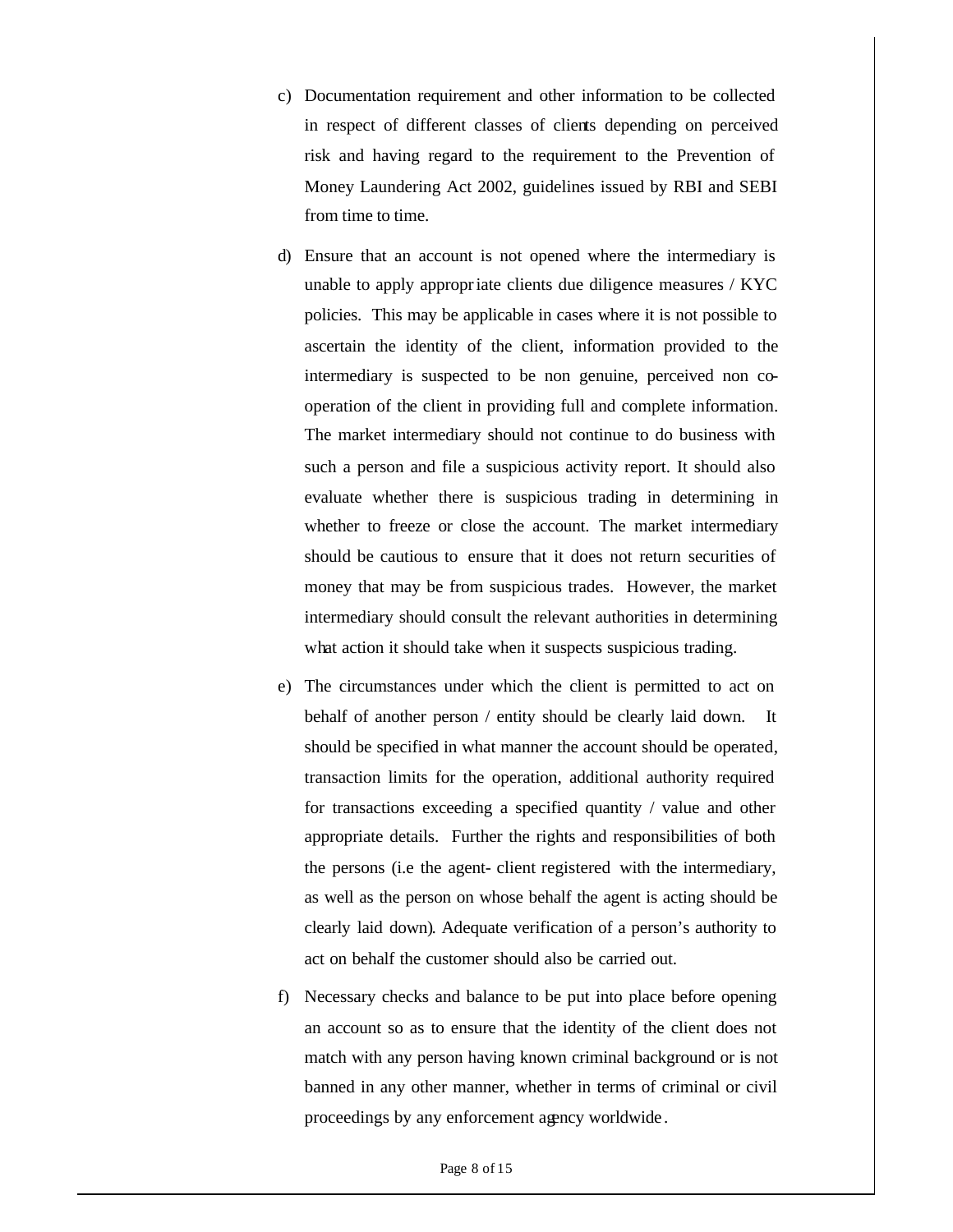c) Documentation requirement and other information to be collected in respect of different classes of clients depending on perceived risk and having regard to the requirement to the Prevention of Money Laundering Act 2002, guidelines issued by RBI and SEBI from time to time.

d) Ensure that an account is not opened where the intermediary is unable to apply appropriate clients due diligence measures / KYC policies. This may be applicable in cases where it is not possible to ascertain the identity of the client, information provided to the intermediary is suspected to be non genuine, perceived non co-operation of the client in providing full and complete information. The market intermediary should not continue to do business with such a person and file a suspicious activity report. It should also evaluate whether there is suspicious trading in determining in whether to freeze or close the account. The market intermediary should be cautious to ensure that it does not return securities of money that may be from suspicious trades. However, the market intermediary should consult the relevant authorities in determining what action it should take when it suspects suspicious trading.

e) The circumstances under which the client is permitted to act on behalf of another person / entity should be clearly laid down. It should be specified in what manner the account should be operated, transaction limits for the operation, additional authority required for transactions exceeding a specified quantity / value and other appropriate details. Further the rights and responsibilities of both the persons (i.e the agent- client registered with the intermediary, as well as the person on whose behalf the agent is acting should be clearly laid down). Adequate verification of a person's authority to act on behalf the customer should also be carried out.

f) Necessary checks and balance to be put into place before opening an account so as to ensure that the identity of the client does not match with any person having known criminal background or is not banned in any other manner, whether in terms of criminal or civil proceedings by any enforcement agency worldwide.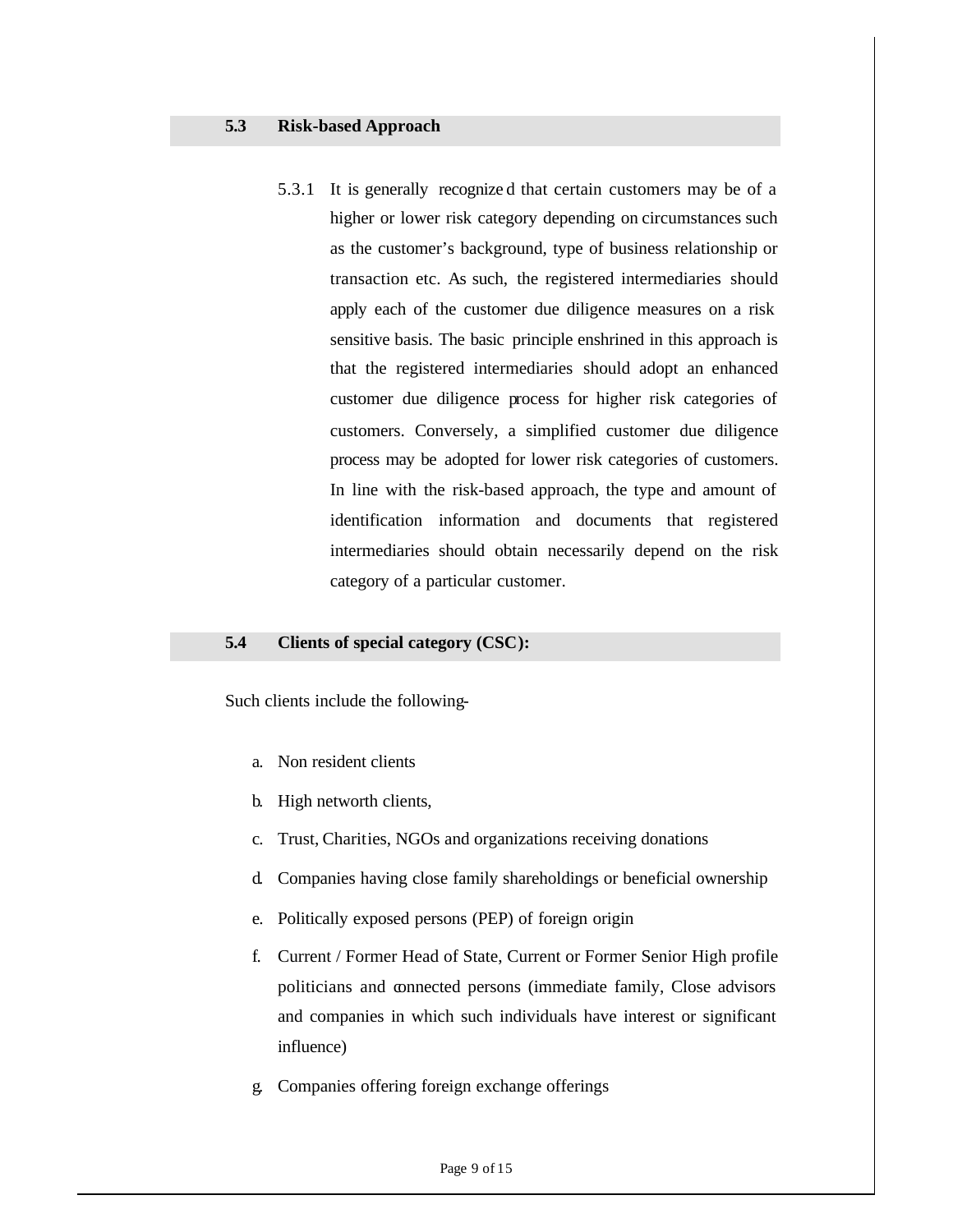### 5.3 Risk-based Approach

5.3.1 It is generally recognized that certain customers may be of a higher or lower risk category depending on circumstances such as the customer's background, type of business relationship or transaction etc. As such, the registered intermediaries should apply each of the customer due diligence measures on a risk sensitive basis. The basic principle enshrined in this approach is that the registered intermediaries should adopt an enhanced customer due diligence process for higher risk categories of customers. Conversely, a simplified customer due diligence process may be adopted for lower risk categories of customers. In line with the risk-based approach, the type and amount of identification information and documents that registered intermediaries should obtain necessarily depend on the risk category of a particular customer.

### 5.4 Clients of special category (CSC):

Such clients include the following-

a. Non resident clients

b. High networth clients,

c. Trust, Charities, NGOs and organizations receiving donations

d. Companies having close family shareholdings or beneficial ownership

e. Politically exposed persons (PEP) of foreign origin

f. Current / Former Head of State, Current or Former Senior High profile politicians and connected persons (immediate family, Close advisors and companies in which such individuals have interest or significant influence)

g. Companies offering foreign exchange offerings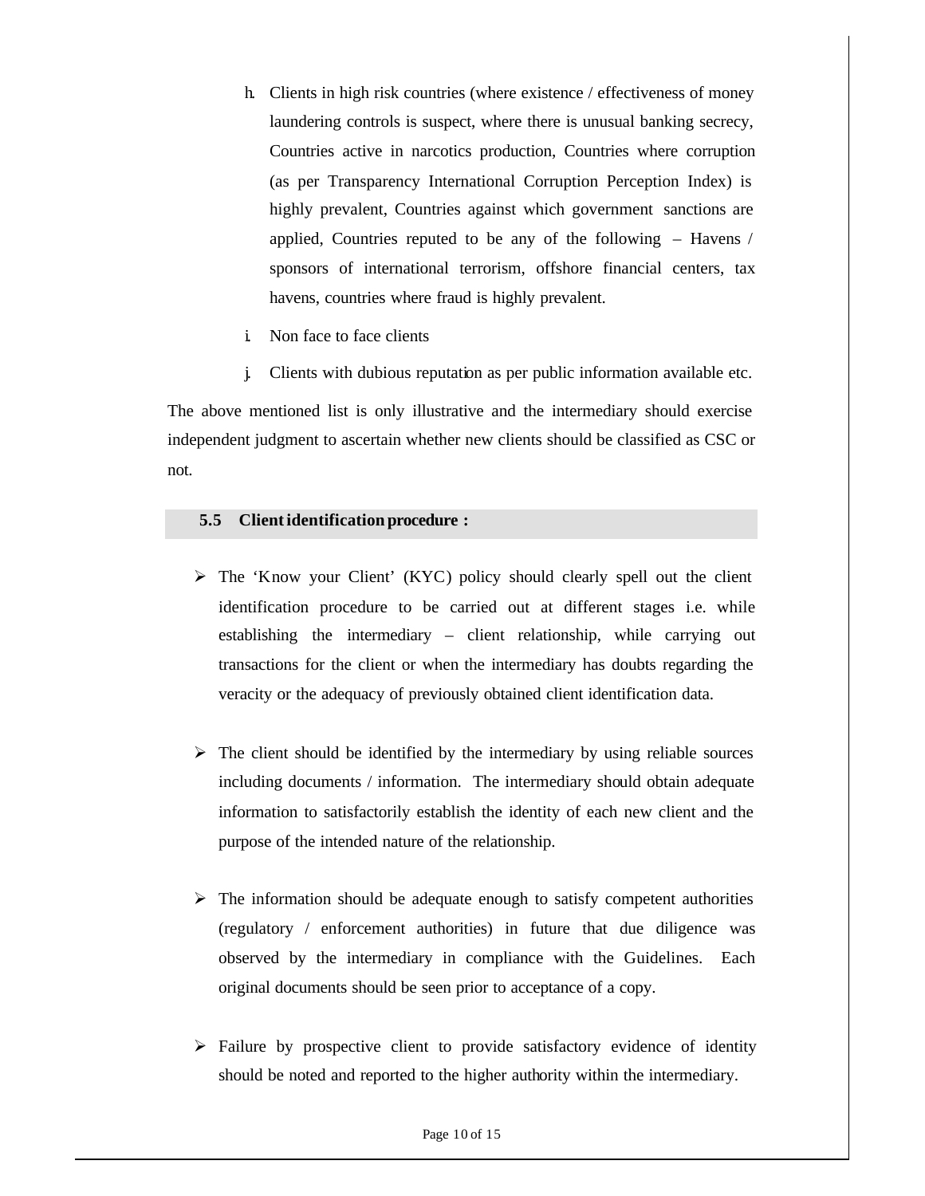h. Clients in high risk countries (where existence / effectiveness of money laundering controls is suspect, where there is unusual banking secrecy, Countries active in narcotics production, Countries where corruption (as per Transparency International Corruption Perception Index) is highly prevalent, Countries against which government sanctions are applied, Countries reputed to be any of the following – Havens / sponsors of international terrorism, offshore financial centers, tax havens, countries where fraud is highly prevalent.

i. Non face to face clients

j. Clients with dubious reputation as per public information available etc.

The above mentioned list is only illustrative and the intermediary should exercise independent judgment to ascertain whether new clients should be classified as CSC or not.

### 5.5 Client identification procedure :

- The 'Know your Client' (KYC) policy should clearly spell out the client identification procedure to be carried out at different stages i.e. while establishing the intermediary – client relationship, while carrying out transactions for the client or when the intermediary has doubts regarding the veracity or the adequacy of previously obtained client identification data.

- The client should be identified by the intermediary by using reliable sources including documents / information. The intermediary should obtain adequate information to satisfactorily establish the identity of each new client and the purpose of the intended nature of the relationship.

- The information should be adequate enough to satisfy competent authorities (regulatory / enforcement authorities) in future that due diligence was observed by the intermediary in compliance with the Guidelines. Each original documents should be seen prior to acceptance of a copy.

- Failure by prospective client to provide satisfactory evidence of identity should be noted and reported to the higher authority within the intermediary.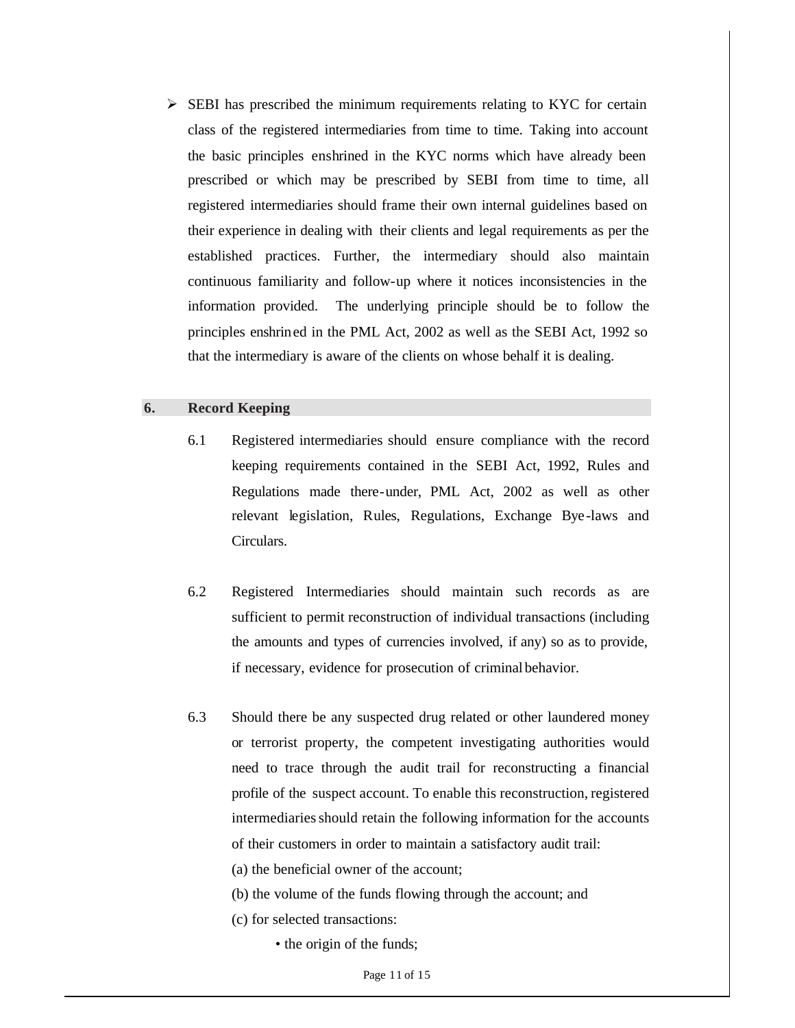- SEBI has prescribed the minimum requirements relating to KYC for certain class of the registered intermediaries from time to time. Taking into account the basic principles enshrined in the KYC norms which have already been prescribed or which may be prescribed by SEBI from time to time, all registered intermediaries should frame their own internal guidelines based on their experience in dealing with their clients and legal requirements as per the established practices. Further, the intermediary should also maintain continuous familiarity and follow-up where it notices inconsistencies in the information provided. The underlying principle should be to follow the principles enshrined in the PML Act, 2002 as well as the SEBI Act, 1992 so that the intermediary is aware of the clients on whose behalf it is dealing.

## 6. Record Keeping

6.1 Registered intermediaries should ensure compliance with the record keeping requirements contained in the SEBI Act, 1992, Rules and Regulations made there-under, PML Act, 2002 as well as other relevant legislation, Rules, Regulations, Exchange Bye-laws and Circulars.

6.2 Registered Intermediaries should maintain such records as are sufficient to permit reconstruction of individual transactions (including the amounts and types of currencies involved, if any) so as to provide, if necessary, evidence for prosecution of criminal behavior.

6.3 Should there be any suspected drug related or other laundered money or terrorist property, the competent investigating authorities would need to trace through the audit trail for reconstructing a financial profile of the suspect account. To enable this reconstruction, registered intermediaries should retain the following information for the accounts of their customers in order to maintain a satisfactory audit trail:

(a) the beneficial owner of the account;

(b) the volume of the funds flowing through the account; and

(c) for selected transactions:

- the origin of the funds;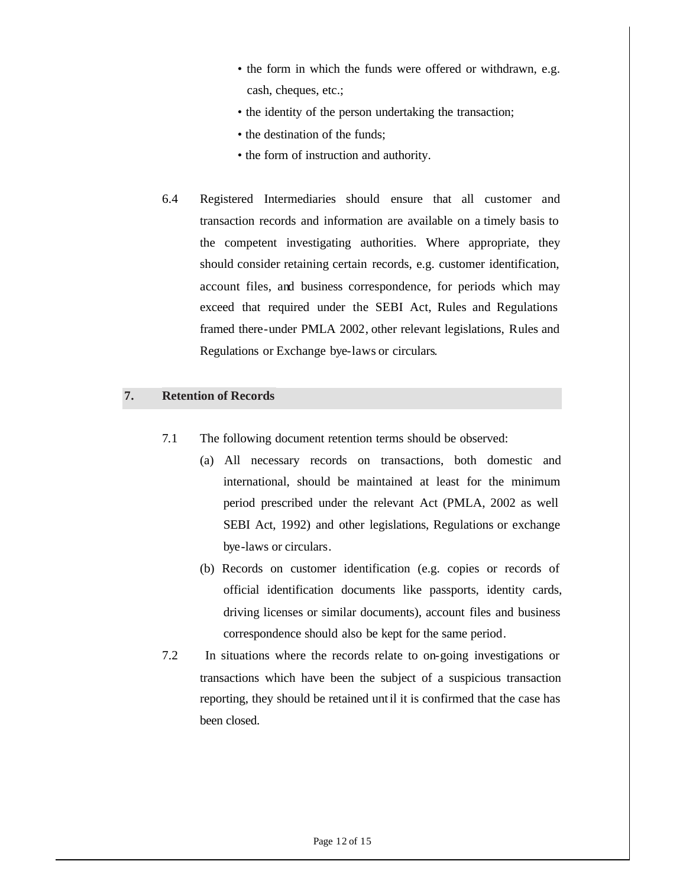- the form in which the funds were offered or withdrawn, e.g. cash, cheques, etc.;
- the identity of the person undertaking the transaction;
- the destination of the funds;
- the form of instruction and authority.

6.4 Registered Intermediaries should ensure that all customer and transaction records and information are available on a timely basis to the competent investigating authorities. Where appropriate, they should consider retaining certain records, e.g. customer identification, account files, and business correspondence, for periods which may exceed that required under the SEBI Act, Rules and Regulations framed there-under PMLA 2002, other relevant legislations, Rules and Regulations or Exchange bye-laws or circulars.

## 7. Retention of Records

7.1 The following document retention terms should be observed:

(a) All necessary records on transactions, both domestic and international, should be maintained at least for the minimum period prescribed under the relevant Act (PMLA, 2002 as well SEBI Act, 1992) and other legislations, Regulations or exchange bye-laws or circulars.

(b) Records on customer identification (e.g. copies or records of official identification documents like passports, identity cards, driving licenses or similar documents), account files and business correspondence should also be kept for the same period.

7.2 In situations where the records relate to on-going investigations or transactions which have been the subject of a suspicious transaction reporting, they should be retained until it is confirmed that the case has been closed.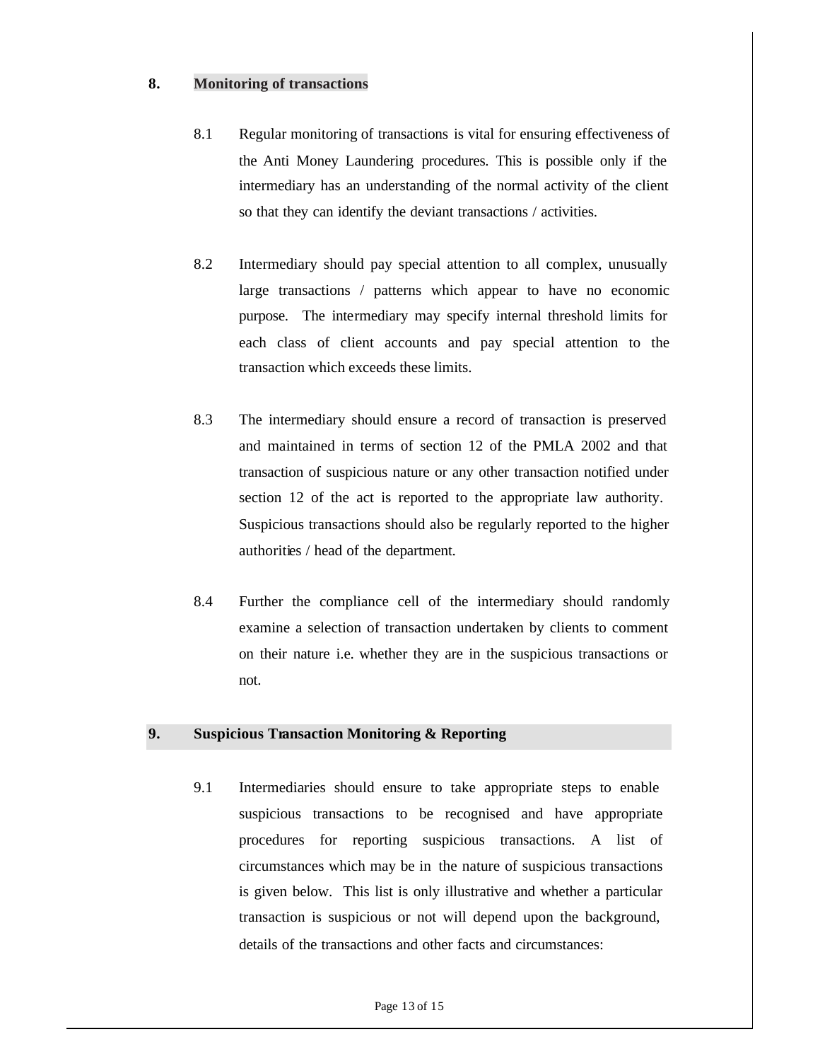## 8. Monitoring of transactions

8.1 Regular monitoring of transactions is vital for ensuring effectiveness of the Anti Money Laundering procedures. This is possible only if the intermediary has an understanding of the normal activity of the client so that they can identify the deviant transactions / activities.

8.2 Intermediary should pay special attention to all complex, unusually large transactions / patterns which appear to have no economic purpose. The intermediary may specify internal threshold limits for each class of client accounts and pay special attention to the transaction which exceeds these limits.

8.3 The intermediary should ensure a record of transaction is preserved and maintained in terms of section 12 of the PMLA 2002 and that transaction of suspicious nature or any other transaction notified under section 12 of the act is reported to the appropriate law authority. Suspicious transactions should also be regularly reported to the higher authorities / head of the department.

8.4 Further the compliance cell of the intermediary should randomly examine a selection of transaction undertaken by clients to comment on their nature i.e. whether they are in the suspicious transactions or not.

## 9. Suspicious Transaction Monitoring & Reporting

9.1 Intermediaries should ensure to take appropriate steps to enable suspicious transactions to be recognised and have appropriate procedures for reporting suspicious transactions. A list of circumstances which may be in the nature of suspicious transactions is given below. This list is only illustrative and whether a particular transaction is suspicious or not will depend upon the background, details of the transactions and other facts and circumstances: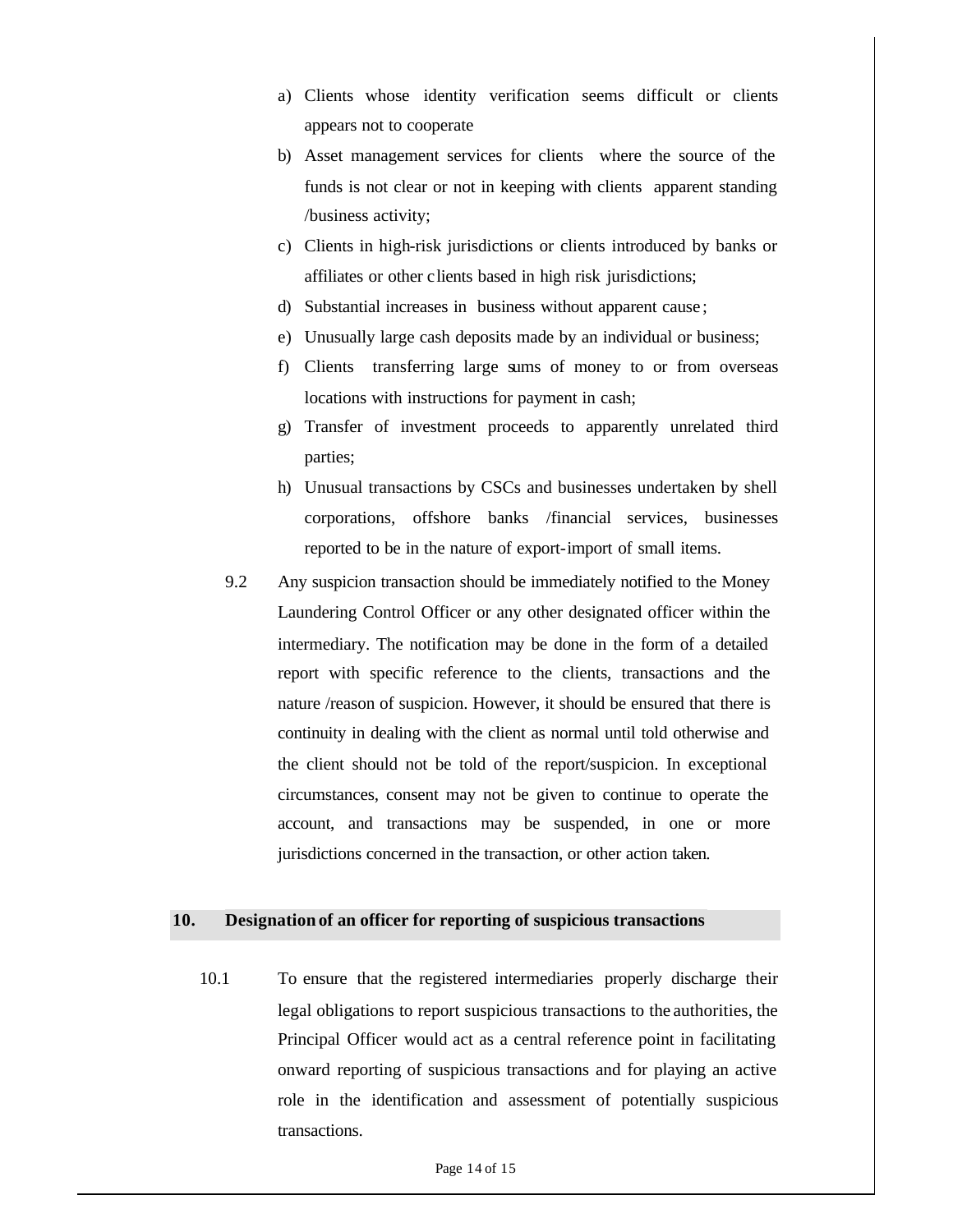a) Clients whose identity verification seems difficult or clients appears not to cooperate
b) Asset management services for clients where the source of the funds is not clear or not in keeping with clients apparent standing /business activity;
c) Clients in high-risk jurisdictions or clients introduced by banks or affiliates or other clients based in high risk jurisdictions;
d) Substantial increases in business without apparent cause;
e) Unusually large cash deposits made by an individual or business;
f) Clients transferring large sums of money to or from overseas locations with instructions for payment in cash;
g) Transfer of investment proceeds to apparently unrelated third parties;
h) Unusual transactions by CSCs and businesses undertaken by shell corporations, offshore banks /financial services, businesses reported to be in the nature of export-import of small items.

9.2 Any suspicion transaction should be immediately notified to the Money Laundering Control Officer or any other designated officer within the intermediary. The notification may be done in the form of a detailed report with specific reference to the clients, transactions and the nature /reason of suspicion. However, it should be ensured that there is continuity in dealing with the client as normal until told otherwise and the client should not be told of the report/suspicion. In exceptional circumstances, consent may not be given to continue to operate the account, and transactions may be suspended, in one or more jurisdictions concerned in the transaction, or other action taken.

## 10. Designation of an officer for reporting of suspicious transactions

10.1 To ensure that the registered intermediaries properly discharge their legal obligations to report suspicious transactions to the authorities, the Principal Officer would act as a central reference point in facilitating onward reporting of suspicious transactions and for playing an active role in the identification and assessment of potentially suspicious transactions.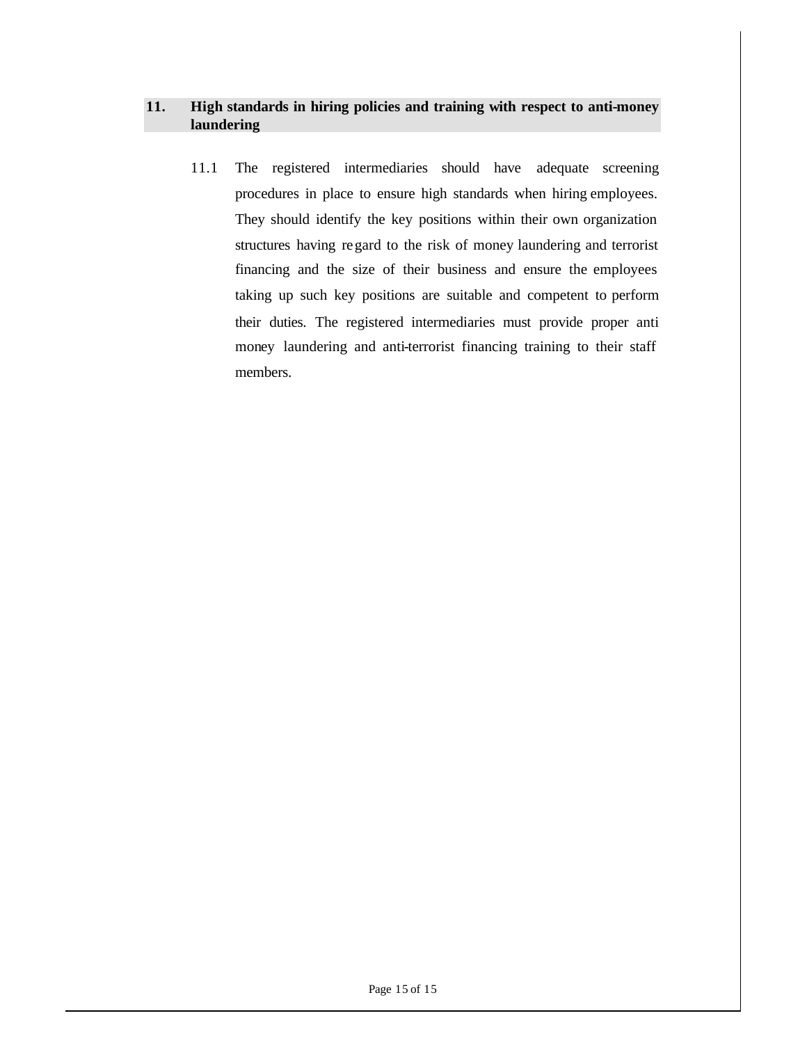## 11. High standards in hiring policies and training with respect to anti-money laundering

11.1 The registered intermediaries should have adequate screening procedures in place to ensure high standards when hiring employees. They should identify the key positions within their own organization structures having regard to the risk of money laundering and terrorist financing and the size of their business and ensure the employees taking up such key positions are suitable and competent to perform their duties. The registered intermediaries must provide proper anti money laundering and anti-terrorist financing training to their staff members.